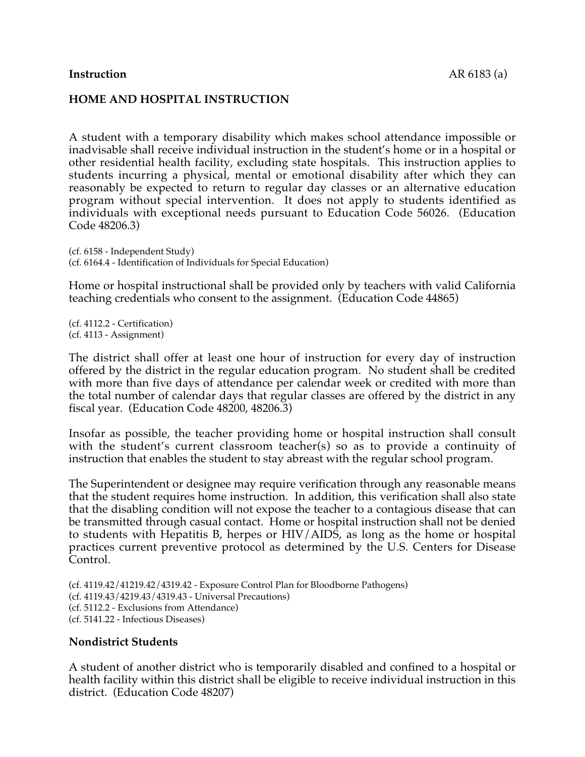**Instruction** AR 6183 (a)

## HOME AND HOSPITAL INSTRUCTION

A student with a temporary disability which makes school attendance impossible or inadvisable shall receive individual instruction in the student's home or in a hospital or other residential health facility, excluding state hospitals. This instruction applies to students incurring a physical, mental or emotional disability after which they can reasonably be expected to return to regular day classes or an alternative education program without special intervention. It does not apply to students identified as individuals with exceptional needs pursuant to Education Code 56026. (Education Code 48206.3)

(cf. 6158 - Independent Study)
(cf. 6164.4 - Identification of Individuals for Special Education)

Home or hospital instructional shall be provided only by teachers with valid California teaching credentials who consent to the assignment. (Education Code 44865)

(cf. 4112.2 - Certification)
(cf. 4113 - Assignment)

The district shall offer at least one hour of instruction for every day of instruction offered by the district in the regular education program. No student shall be credited with more than five days of attendance per calendar week or credited with more than the total number of calendar days that regular classes are offered by the district in any fiscal year. (Education Code 48200, 48206.3)

Insofar as possible, the teacher providing home or hospital instruction shall consult with the student's current classroom teacher(s) so as to provide a continuity of instruction that enables the student to stay abreast with the regular school program.

The Superintendent or designee may require verification through any reasonable means that the student requires home instruction. In addition, this verification shall also state that the disabling condition will not expose the teacher to a contagious disease that can be transmitted through casual contact. Home or hospital instruction shall not be denied to students with Hepatitis B, herpes or HIV/AIDS, as long as the home or hospital practices current preventive protocol as determined by the U.S. Centers for Disease Control.

(cf. 4119.42/41219.42/4319.42 - Exposure Control Plan for Bloodborne Pathogens)
(cf. 4119.43/4219.43/4319.43 - Universal Precautions)
(cf. 5112.2 - Exclusions from Attendance)
(cf. 5141.22 - Infectious Diseases)

### Nondistrict Students

A student of another district who is temporarily disabled and confined to a hospital or health facility within this district shall be eligible to receive individual instruction in this district. (Education Code 48207)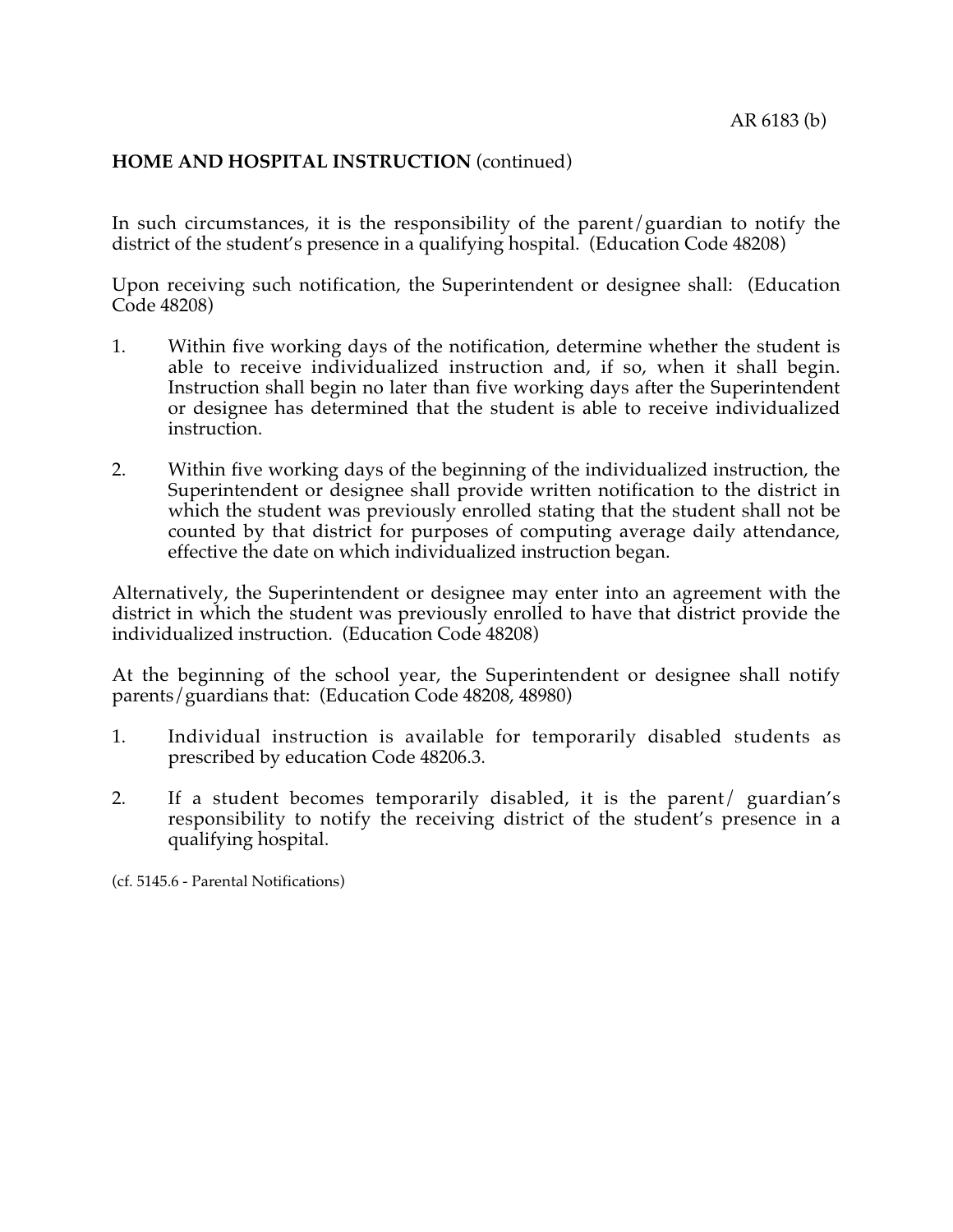**HOME AND HOSPITAL INSTRUCTION** (continued)

In such circumstances, it is the responsibility of the parent/guardian to notify the district of the student's presence in a qualifying hospital. (Education Code 48208)

Upon receiving such notification, the Superintendent or designee shall: (Education Code 48208)

1. Within five working days of the notification, determine whether the student is able to receive individualized instruction and, if so, when it shall begin. Instruction shall begin no later than five working days after the Superintendent or designee has determined that the student is able to receive individualized instruction.

2. Within five working days of the beginning of the individualized instruction, the Superintendent or designee shall provide written notification to the district in which the student was previously enrolled stating that the student shall not be counted by that district for purposes of computing average daily attendance, effective the date on which individualized instruction began.

Alternatively, the Superintendent or designee may enter into an agreement with the district in which the student was previously enrolled to have that district provide the individualized instruction. (Education Code 48208)

At the beginning of the school year, the Superintendent or designee shall notify parents/guardians that: (Education Code 48208, 48980)

1. Individual instruction is available for temporarily disabled students as prescribed by education Code 48206.3.

2. If a student becomes temporarily disabled, it is the parent/ guardian's responsibility to notify the receiving district of the student's presence in a qualifying hospital.

(cf. 5145.6 - Parental Notifications)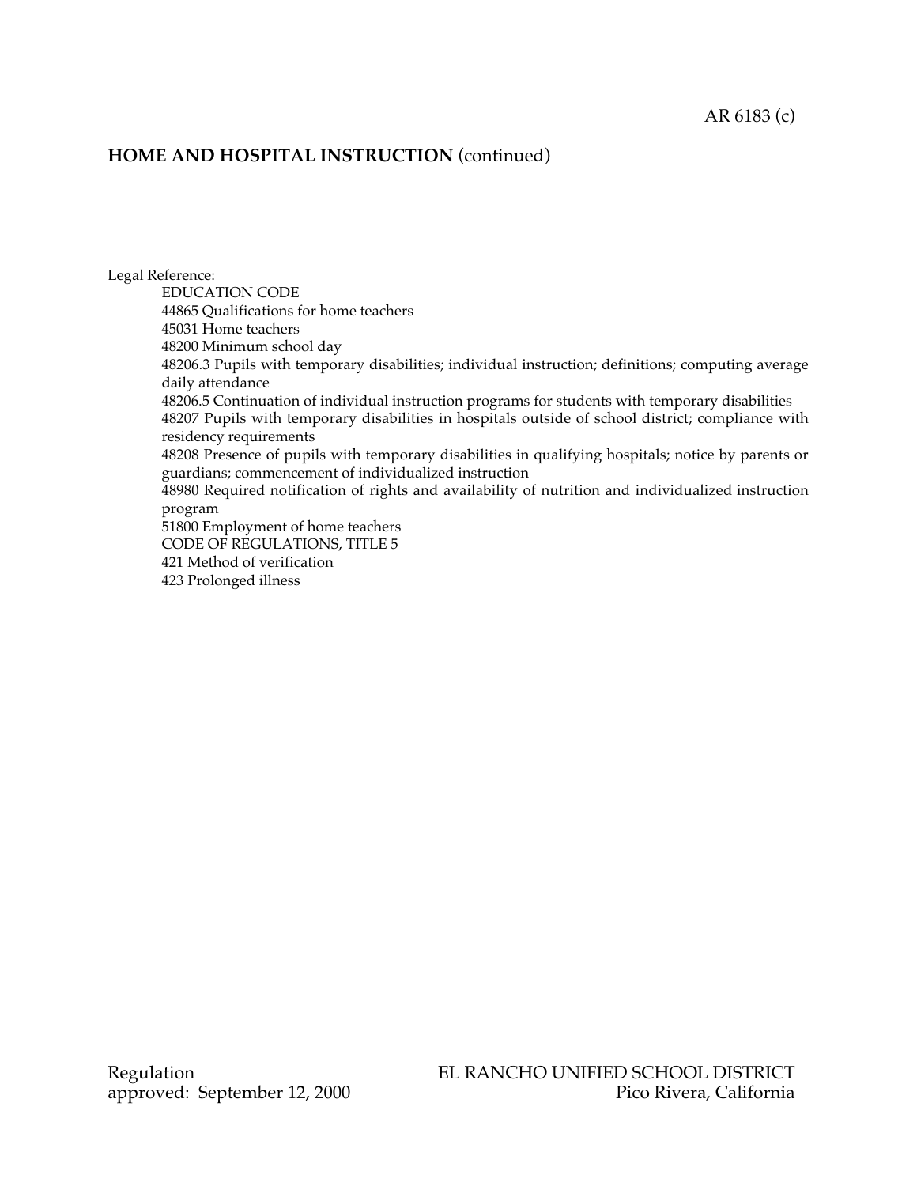## HOME AND HOSPITAL INSTRUCTION (continued)

Legal Reference:

EDUCATION CODE

44865 Qualifications for home teachers

45031 Home teachers

48200 Minimum school day

48206.3 Pupils with temporary disabilities; individual instruction; definitions; computing average daily attendance

48206.5 Continuation of individual instruction programs for students with temporary disabilities

48207 Pupils with temporary disabilities in hospitals outside of school district; compliance with residency requirements

48208 Presence of pupils with temporary disabilities in qualifying hospitals; notice by parents or guardians; commencement of individualized instruction

48980 Required notification of rights and availability of nutrition and individualized instruction program

51800 Employment of home teachers

CODE OF REGULATIONS, TITLE 5

421 Method of verification

423 Prolonged illness

Regulation
approved: September 12, 2000

EL RANCHO UNIFIED SCHOOL DISTRICT
Pico Rivera, California